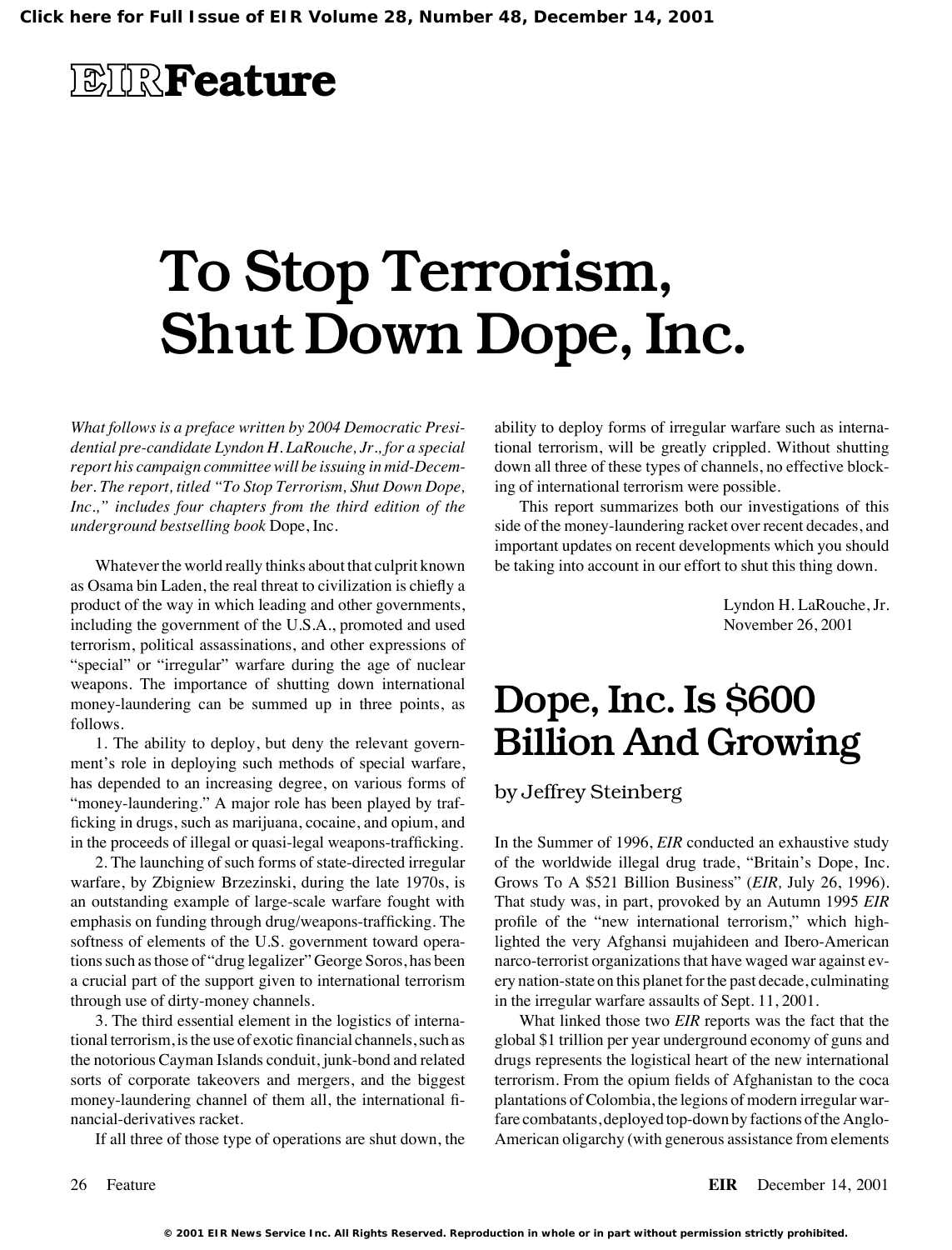# EIR Feature

# To Stop Terrorism, Shut Down Dope, Inc.

*What follows is a preface written by 2004 Democratic Presidential pre-candidate Lyndon H. LaRouche, Jr., for a special report his campaign committee will be issuing in mid-December. The report, titled "To Stop Terrorism, Shut Down Dope, Inc.," includes four chapters from the third edition of the underground bestselling book* Dope, Inc.

Whatever the world really thinks about that culprit known as Osama bin Laden, the real threat to civilization is chiefly a product of the way in which leading and other governments, including the government of the U.S.A., promoted and used terrorism, political assassinations, and other expressions of "special" or "irregular" warfare during the age of nuclear weapons. The importance of shutting down international money-laundering can be summed up in three points, as follows.

1. The ability to deploy, but deny the relevant government's role in deploying such methods of special warfare, has depended to an increasing degree, on various forms of "money-laundering." A major role has been played by trafficking in drugs, such as marijuana, cocaine, and opium, and in the proceeds of illegal or quasi-legal weapons-trafficking.

2. The launching of such forms of state-directed irregular warfare, by Zbigniew Brzezinski, during the late 1970s, is an outstanding example of large-scale warfare fought with emphasis on funding through drug/weapons-trafficking. The softness of elements of the U.S. government toward operations such as those of "drug legalizer" George Soros, has been a crucial part of the support given to international terrorism through use of dirty-money channels.

3. The third essential element in the logistics of international terrorism, is the use of exotic financial channels, such as the notorious Cayman Islands conduit, junk-bond and related sorts of corporate takeovers and mergers, and the biggest money-laundering channel of them all, the international financial-derivatives racket.

If all three of those type of operations are shut down, the ability to deploy forms of irregular warfare such as international terrorism, will be greatly crippled. Without shutting down all three of these types of channels, no effective blocking of international terrorism were possible.

This report summarizes both our investigations of this side of the money-laundering racket over recent decades, and important updates on recent developments which you should be taking into account in our effort to shut this thing down.

Lyndon H. LaRouche, Jr.
November 26, 2001

## Dope, Inc. Is $600 Billion And Growing

by Jeffrey Steinberg

In the Summer of 1996, *EIR* conducted an exhaustive study of the worldwide illegal drug trade, "Britain's Dope, Inc. Grows To A $521 Billion Business" (*EIR*, July 26, 1996). That study was, in part, provoked by an Autumn 1995 *EIR* profile of the "new international terrorism," which highlighted the very Afghansi mujahideen and Ibero-American narco-terrorist organizations that have waged war against every nation-state on this planet for the past decade, culminating in the irregular warfare assaults of Sept. 11, 2001.

What linked those two *EIR* reports was the fact that the global $1 trillion per year underground economy of guns and drugs represents the logistical heart of the new international terrorism. From the opium fields of Afghanistan to the coca plantations of Colombia, the legions of modern irregular warfare combatants, deployed top-down by factions of the Anglo-American oligarchy (with generous assistance from elements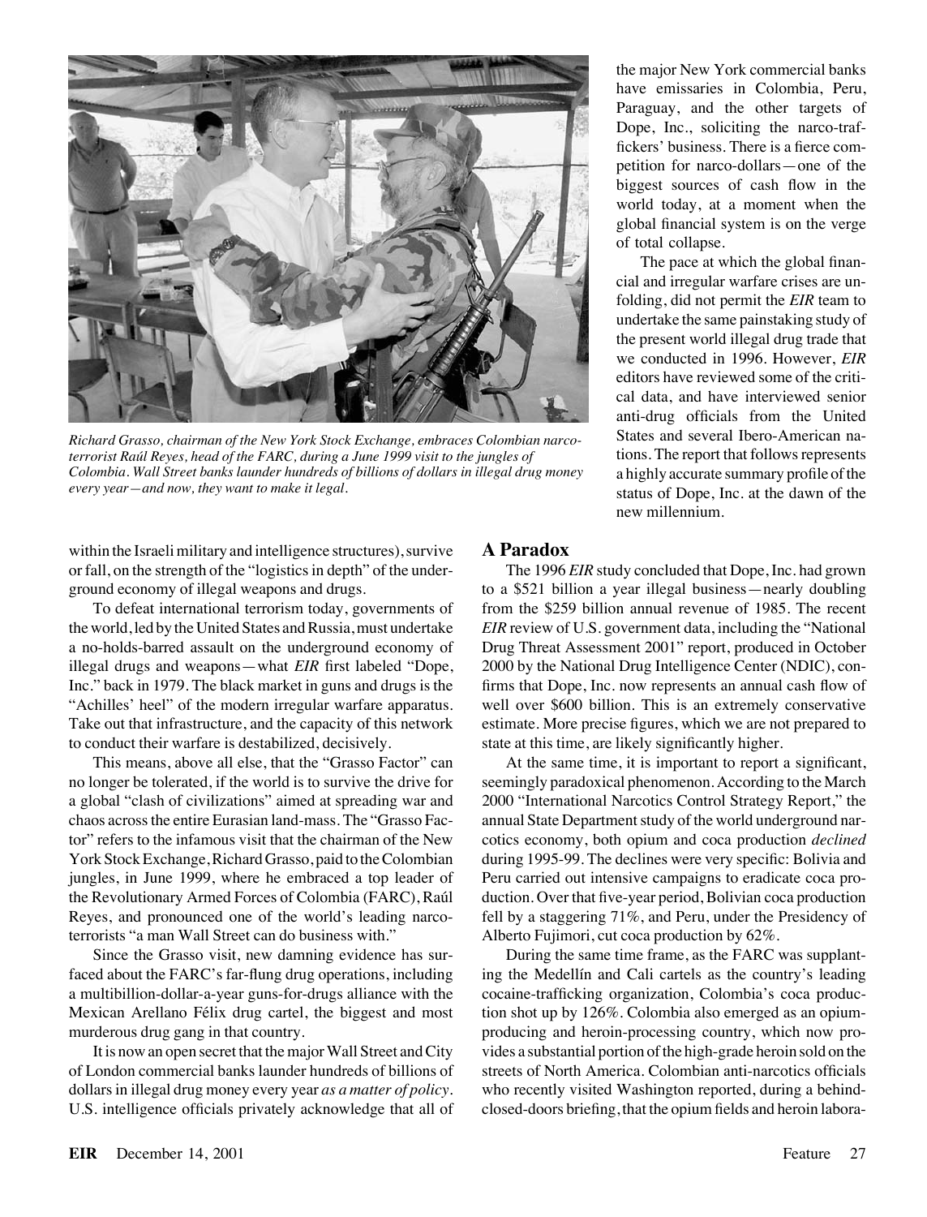*Richard Grasso, chairman of the New York Stock Exchange, embraces Colombian narco-terrorist Raúl Reyes, head of the FARC, during a June 1999 visit to the jungles of Colombia. Wall Street banks launder hundreds of billions of dollars in illegal drug money every year—and now, they want to make it legal.*

the major New York commercial banks have emissaries in Colombia, Peru, Paraguay, and the other targets of Dope, Inc., soliciting the narco-traffickers' business. There is a fierce competition for narco-dollars—one of the biggest sources of cash flow in the world today, at a moment when the global financial system is on the verge of total collapse.

The pace at which the global financial and irregular warfare crises are unfolding, did not permit the *EIR* team to undertake the same painstaking study of the present world illegal drug trade that we conducted in 1996. However, *EIR* editors have reviewed some of the critical data, and have interviewed senior anti-drug officials from the United States and several Ibero-American nations. The report that follows represents a highly accurate summary profile of the status of Dope, Inc. at the dawn of the new millennium.

within the Israeli military and intelligence structures), survive or fall, on the strength of the "logistics in depth" of the underground economy of illegal weapons and drugs.

To defeat international terrorism today, governments of the world, led by the United States and Russia, must undertake a no-holds-barred assault on the underground economy of illegal drugs and weapons—what *EIR* first labeled "Dope, Inc." back in 1979. The black market in guns and drugs is the "Achilles' heel" of the modern irregular warfare apparatus. Take out that infrastructure, and the capacity of this network to conduct their warfare is destabilized, decisively.

This means, above all else, that the "Grasso Factor" can no longer be tolerated, if the world is to survive the drive for a global "clash of civilizations" aimed at spreading war and chaos across the entire Eurasian land-mass. The "Grasso Factor" refers to the infamous visit that the chairman of the New York Stock Exchange, Richard Grasso, paid to the Colombian jungles, in June 1999, where he embraced a top leader of the Revolutionary Armed Forces of Colombia (FARC), Raúl Reyes, and pronounced one of the world's leading narco-terrorists "a man Wall Street can do business with."

Since the Grasso visit, new damning evidence has surfaced about the FARC's far-flung drug operations, including a multibillion-dollar-a-year guns-for-drugs alliance with the Mexican Arellano Félix drug cartel, the biggest and most murderous drug gang in that country.

It is now an open secret that the major Wall Street and City of London commercial banks launder hundreds of billions of dollars in illegal drug money every year *as a matter of policy*. U.S. intelligence officials privately acknowledge that all of

## A Paradox

The 1996 *EIR* study concluded that Dope, Inc. had grown to a $521 billion a year illegal business—nearly doubling from the $259 billion annual revenue of 1985. The recent *EIR* review of U.S. government data, including the "National Drug Threat Assessment 2001" report, produced in October 2000 by the National Drug Intelligence Center (NDIC), confirms that Dope, Inc. now represents an annual cash flow of well over $600 billion. This is an extremely conservative estimate. More precise figures, which we are not prepared to state at this time, are likely significantly higher.

At the same time, it is important to report a significant, seemingly paradoxical phenomenon. According to the March 2000 "International Narcotics Control Strategy Report," the annual State Department study of the world underground narcotics economy, both opium and coca production *declined* during 1995-99. The declines were very specific: Bolivia and Peru carried out intensive campaigns to eradicate coca production. Over that five-year period, Bolivian coca production fell by a staggering 71%, and Peru, under the Presidency of Alberto Fujimori, cut coca production by 62%.

During the same time frame, as the FARC was supplanting the Medellín and Cali cartels as the country's leading cocaine-trafficking organization, Colombia's coca production shot up by 126%. Colombia also emerged as an opium-producing and heroin-processing country, which now provides a substantial portion of the high-grade heroin sold on the streets of North America. Colombian anti-narcotics officials who recently visited Washington reported, during a behind-closed-doors briefing, that the opium fields and heroin labora-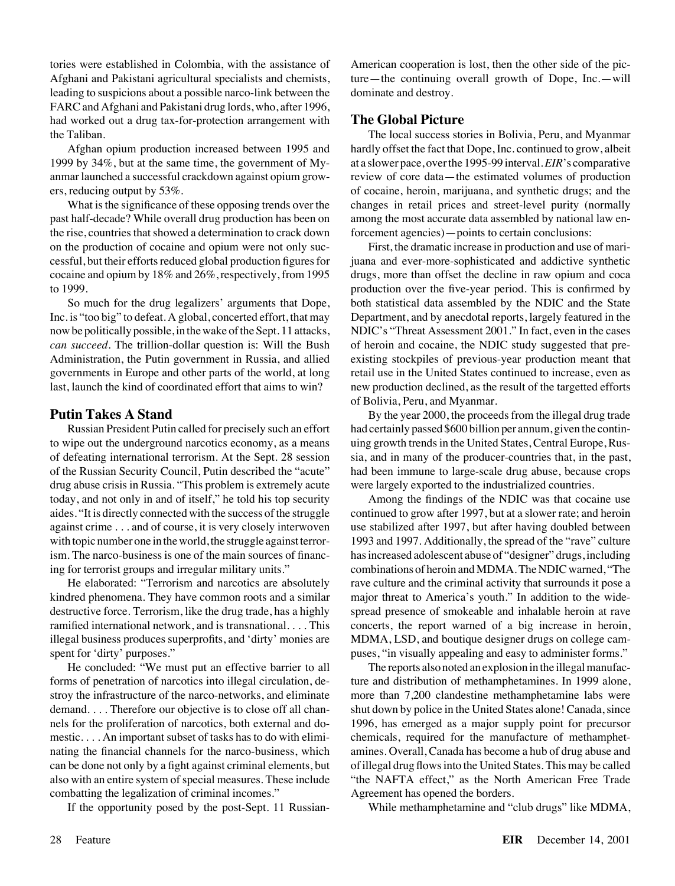tories were established in Colombia, with the assistance of Afghani and Pakistani agricultural specialists and chemists, leading to suspicions about a possible narco-link between the FARC and Afghani and Pakistani drug lords, who, after 1996, had worked out a drug tax-for-protection arrangement with the Taliban.

Afghan opium production increased between 1995 and 1999 by 34%, but at the same time, the government of Myanmar launched a successful crackdown against opium growers, reducing output by 53%.

What is the significance of these opposing trends over the past half-decade? While overall drug production has been on the rise, countries that showed a determination to crack down on the production of cocaine and opium were not only successful, but their efforts reduced global production figures for cocaine and opium by 18% and 26%, respectively, from 1995 to 1999.

So much for the drug legalizers' arguments that Dope, Inc. is "too big" to defeat. A global, concerted effort, that may now be politically possible, in the wake of the Sept. 11 attacks, *can succeed*. The trillion-dollar question is: Will the Bush Administration, the Putin government in Russia, and allied governments in Europe and other parts of the world, at long last, launch the kind of coordinated effort that aims to win?

## Putin Takes A Stand

Russian President Putin called for precisely such an effort to wipe out the underground narcotics economy, as a means of defeating international terrorism. At the Sept. 28 session of the Russian Security Council, Putin described the "acute" drug abuse crisis in Russia. "This problem is extremely acute today, and not only in and of itself," he told his top security aides. "It is directly connected with the success of the struggle against crime . . . and of course, it is very closely interwoven with topic number one in the world, the struggle against terrorism. The narco-business is one of the main sources of financing for terrorist groups and irregular military units."

He elaborated: "Terrorism and narcotics are absolutely kindred phenomena. They have common roots and a similar destructive force. Terrorism, like the drug trade, has a highly ramified international network, and is transnational. . . . This illegal business produces superprofits, and 'dirty' monies are spent for 'dirty' purposes."

He concluded: "We must put an effective barrier to all forms of penetration of narcotics into illegal circulation, destroy the infrastructure of the narco-networks, and eliminate demand. . . . Therefore our objective is to close off all channels for the proliferation of narcotics, both external and domestic. . . . An important subset of tasks has to do with eliminating the financial channels for the narco-business, which can be done not only by a fight against criminal elements, but also with an entire system of special measures. These include combatting the legalization of criminal incomes."

If the opportunity posed by the post-Sept. 11 Russian-American cooperation is lost, then the other side of the picture—the continuing overall growth of Dope, Inc.—will dominate and destroy.

## The Global Picture

The local success stories in Bolivia, Peru, and Myanmar hardly offset the fact that Dope, Inc. continued to grow, albeit at a slower pace, over the 1995-99 interval. *EIR*'s comparative review of core data—the estimated volumes of production of cocaine, heroin, marijuana, and synthetic drugs; and the changes in retail prices and street-level purity (normally among the most accurate data assembled by national law enforcement agencies)—points to certain conclusions:

First, the dramatic increase in production and use of marijuana and ever-more-sophisticated and addictive synthetic drugs, more than offset the decline in raw opium and coca production over the five-year period. This is confirmed by both statistical data assembled by the NDIC and the State Department, and by anecdotal reports, largely featured in the NDIC's "Threat Assessment 2001." In fact, even in the cases of heroin and cocaine, the NDIC study suggested that pre-existing stockpiles of previous-year production meant that retail use in the United States continued to increase, even as new production declined, as the result of the targetted efforts of Bolivia, Peru, and Myanmar.

By the year 2000, the proceeds from the illegal drug trade had certainly passed $600 billion per annum, given the continuing growth trends in the United States, Central Europe, Russia, and in many of the producer-countries that, in the past, had been immune to large-scale drug abuse, because crops were largely exported to the industrialized countries.

Among the findings of the NDIC was that cocaine use continued to grow after 1997, but at a slower rate; and heroin use stabilized after 1997, but after having doubled between 1993 and 1997. Additionally, the spread of the "rave" culture has increased adolescent abuse of "designer" drugs, including combinations of heroin and MDMA. The NDIC warned, "The rave culture and the criminal activity that surrounds it pose a major threat to America's youth." In addition to the widespread presence of smokeable and inhalable heroin at rave concerts, the report warned of a big increase in heroin, MDMA, LSD, and boutique designer drugs on college campuses, "in visually appealing and easy to administer forms."

The reports also noted an explosion in the illegal manufacture and distribution of methamphetamines. In 1999 alone, more than 7,200 clandestine methamphetamine labs were shut down by police in the United States alone! Canada, since 1996, has emerged as a major supply point for precursor chemicals, required for the manufacture of methamphetamines. Overall, Canada has become a hub of drug abuse and of illegal drug flows into the United States. This may be called "the NAFTA effect," as the North American Free Trade Agreement has opened the borders.

While methamphetamine and "club drugs" like MDMA,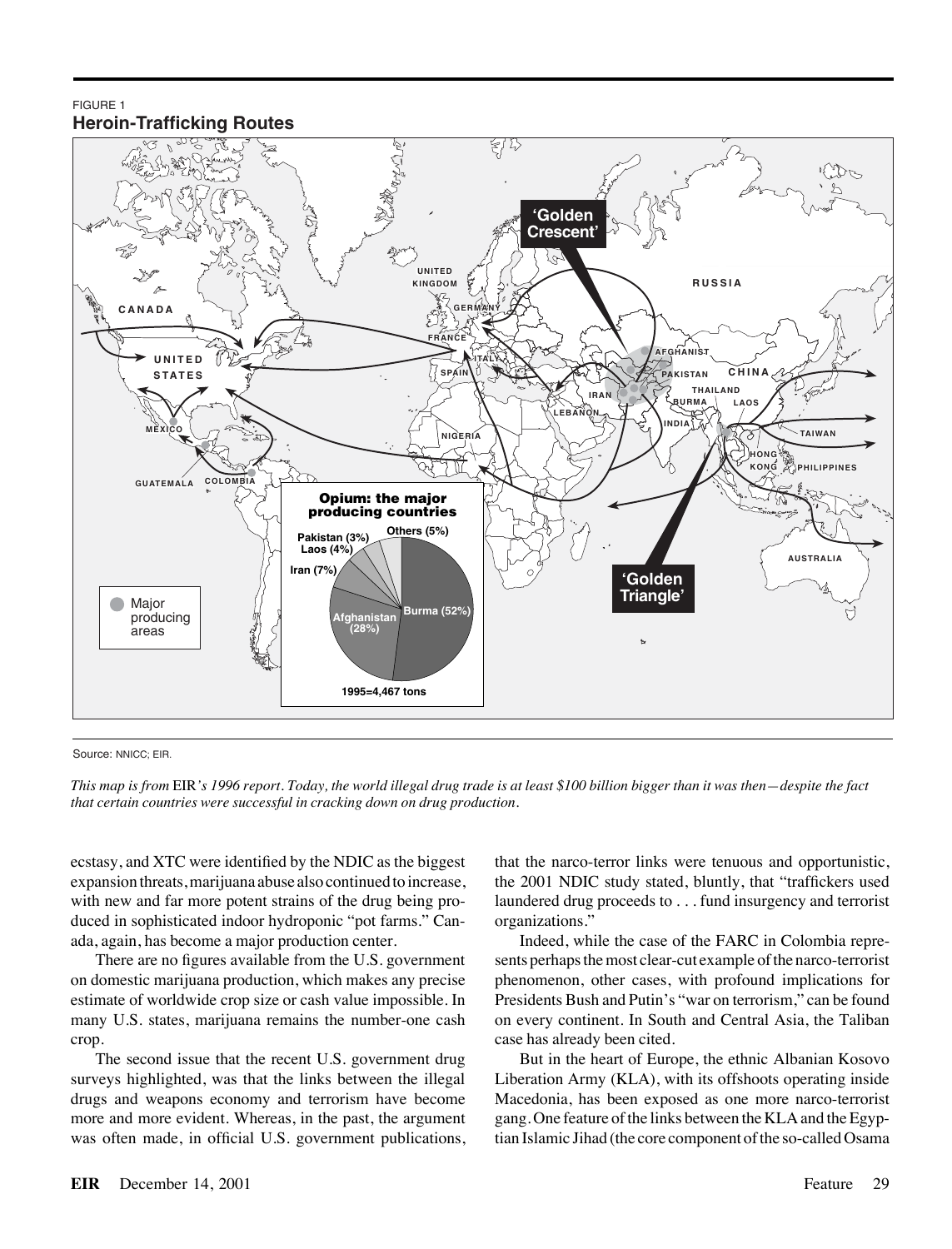FIGURE 1
**Heroin-Trafficking Routes**

Source: NNICC; EIR.

*This map is from* EIR*'s 1996 report. Today, the world illegal drug trade is at least $100 billion bigger than it was then—despite the fact that certain countries were successful in cracking down on drug production.*

ecstasy, and XTC were identified by the NDIC as the biggest expansion threats, marijuana abuse also continued to increase, with new and far more potent strains of the drug being produced in sophisticated indoor hydroponic "pot farms." Canada, again, has become a major production center.

There are no figures available from the U.S. government on domestic marijuana production, which makes any precise estimate of worldwide crop size or cash value impossible. In many U.S. states, marijuana remains the number-one cash crop.

The second issue that the recent U.S. government drug surveys highlighted, was that the links between the illegal drugs and weapons economy and terrorism have become more and more evident. Whereas, in the past, the argument was often made, in official U.S. government publications, that the narco-terror links were tenuous and opportunistic, the 2001 NDIC study stated, bluntly, that "traffickers used laundered drug proceeds to . . . fund insurgency and terrorist organizations."

Indeed, while the case of the FARC in Colombia represents perhaps the most clear-cut example of the narco-terrorist phenomenon, other cases, with profound implications for Presidents Bush and Putin's "war on terrorism," can be found on every continent. In South and Central Asia, the Taliban case has already been cited.

But in the heart of Europe, the ethnic Albanian Kosovo Liberation Army (KLA), with its offshoots operating inside Macedonia, has been exposed as one more narco-terrorist gang. One feature of the links between the KLA and the Egyptian Islamic Jihad (the core component of the so-called Osama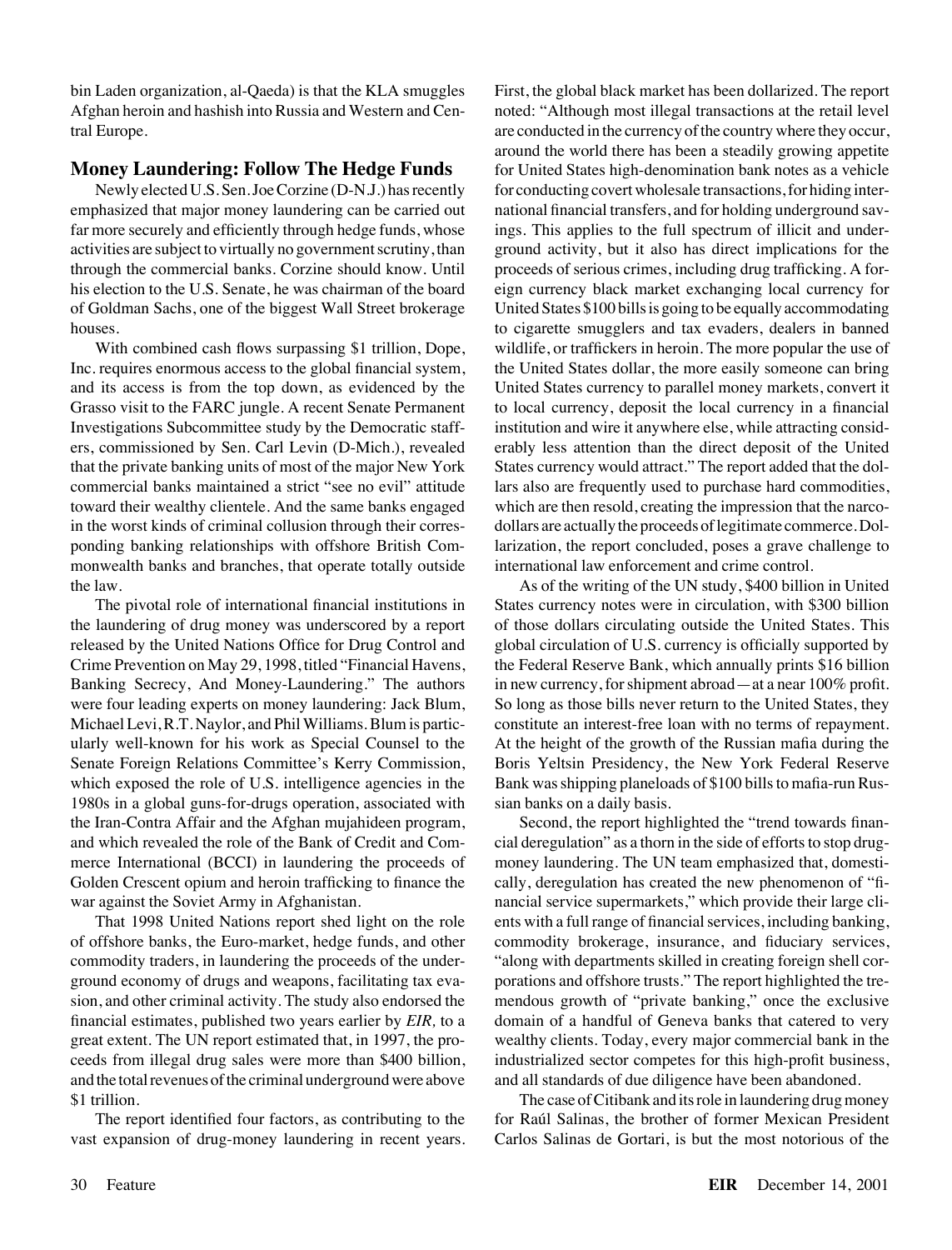bin Laden organization, al-Qaeda) is that the KLA smuggles Afghan heroin and hashish into Russia and Western and Central Europe.

## Money Laundering: Follow The Hedge Funds

Newly elected U.S. Sen. Joe Corzine (D-N.J.) has recently emphasized that major money laundering can be carried out far more securely and efficiently through hedge funds, whose activities are subject to virtually no government scrutiny, than through the commercial banks. Corzine should know. Until his election to the U.S. Senate, he was chairman of the board of Goldman Sachs, one of the biggest Wall Street brokerage houses.

With combined cash flows surpassing $1 trillion, Dope, Inc. requires enormous access to the global financial system, and its access is from the top down, as evidenced by the Grasso visit to the FARC jungle. A recent Senate Permanent Investigations Subcommittee study by the Democratic staffers, commissioned by Sen. Carl Levin (D-Mich.), revealed that the private banking units of most of the major New York commercial banks maintained a strict "see no evil" attitude toward their wealthy clientele. And the same banks engaged in the worst kinds of criminal collusion through their corresponding banking relationships with offshore British Commonwealth banks and branches, that operate totally outside the law.

The pivotal role of international financial institutions in the laundering of drug money was underscored by a report released by the United Nations Office for Drug Control and Crime Prevention on May 29, 1998, titled "Financial Havens, Banking Secrecy, And Money-Laundering." The authors were four leading experts on money laundering: Jack Blum, Michael Levi, R.T. Naylor, and Phil Williams. Blum is particularly well-known for his work as Special Counsel to the Senate Foreign Relations Committee's Kerry Commission, which exposed the role of U.S. intelligence agencies in the 1980s in a global guns-for-drugs operation, associated with the Iran-Contra Affair and the Afghan mujahideen program, and which revealed the role of the Bank of Credit and Commerce International (BCCI) in laundering the proceeds of Golden Crescent opium and heroin trafficking to finance the war against the Soviet Army in Afghanistan.

That 1998 United Nations report shed light on the role of offshore banks, the Euro-market, hedge funds, and other commodity traders, in laundering the proceeds of the underground economy of drugs and weapons, facilitating tax evasion, and other criminal activity. The study also endorsed the financial estimates, published two years earlier by *EIR,* to a great extent. The UN report estimated that, in 1997, the proceeds from illegal drug sales were more than $400 billion, and the total revenues of the criminal underground were above $1 trillion.

The report identified four factors, as contributing to the vast expansion of drug-money laundering in recent years. First, the global black market has been dollarized. The report noted: "Although most illegal transactions at the retail level are conducted in the currency of the country where they occur, around the world there has been a steadily growing appetite for United States high-denomination bank notes as a vehicle for conducting covert wholesale transactions, for hiding international financial transfers, and for holding underground savings. This applies to the full spectrum of illicit and underground activity, but it also has direct implications for the proceeds of serious crimes, including drug trafficking. A foreign currency black market exchanging local currency for United States $100 bills is going to be equally accommodating to cigarette smugglers and tax evaders, dealers in banned wildlife, or traffickers in heroin. The more popular the use of the United States dollar, the more easily someone can bring United States currency to parallel money markets, convert it to local currency, deposit the local currency in a financial institution and wire it anywhere else, while attracting considerably less attention than the direct deposit of the United States currency would attract." The report added that the dollars also are frequently used to purchase hard commodities, which are then resold, creating the impression that the narco-dollars are actually the proceeds of legitimate commerce. Dollarization, the report concluded, poses a grave challenge to international law enforcement and crime control.

As of the writing of the UN study, $400 billion in United States currency notes were in circulation, with $300 billion of those dollars circulating outside the United States. This global circulation of U.S. currency is officially supported by the Federal Reserve Bank, which annually prints $16 billion in new currency, for shipment abroad—at a near 100% profit. So long as those bills never return to the United States, they constitute an interest-free loan with no terms of repayment. At the height of the growth of the Russian mafia during the Boris Yeltsin Presidency, the New York Federal Reserve Bank was shipping planeloads of $100 bills to mafia-run Russian banks on a daily basis.

Second, the report highlighted the "trend towards financial deregulation" as a thorn in the side of efforts to stop drug-money laundering. The UN team emphasized that, domestically, deregulation has created the new phenomenon of "financial service supermarkets," which provide their large clients with a full range of financial services, including banking, commodity brokerage, insurance, and fiduciary services, "along with departments skilled in creating foreign shell corporations and offshore trusts." The report highlighted the tremendous growth of "private banking," once the exclusive domain of a handful of Geneva banks that catered to very wealthy clients. Today, every major commercial bank in the industrialized sector competes for this high-profit business, and all standards of due diligence have been abandoned.

The case of Citibank and its role in laundering drug money for Raúl Salinas, the brother of former Mexican President Carlos Salinas de Gortari, is but the most notorious of the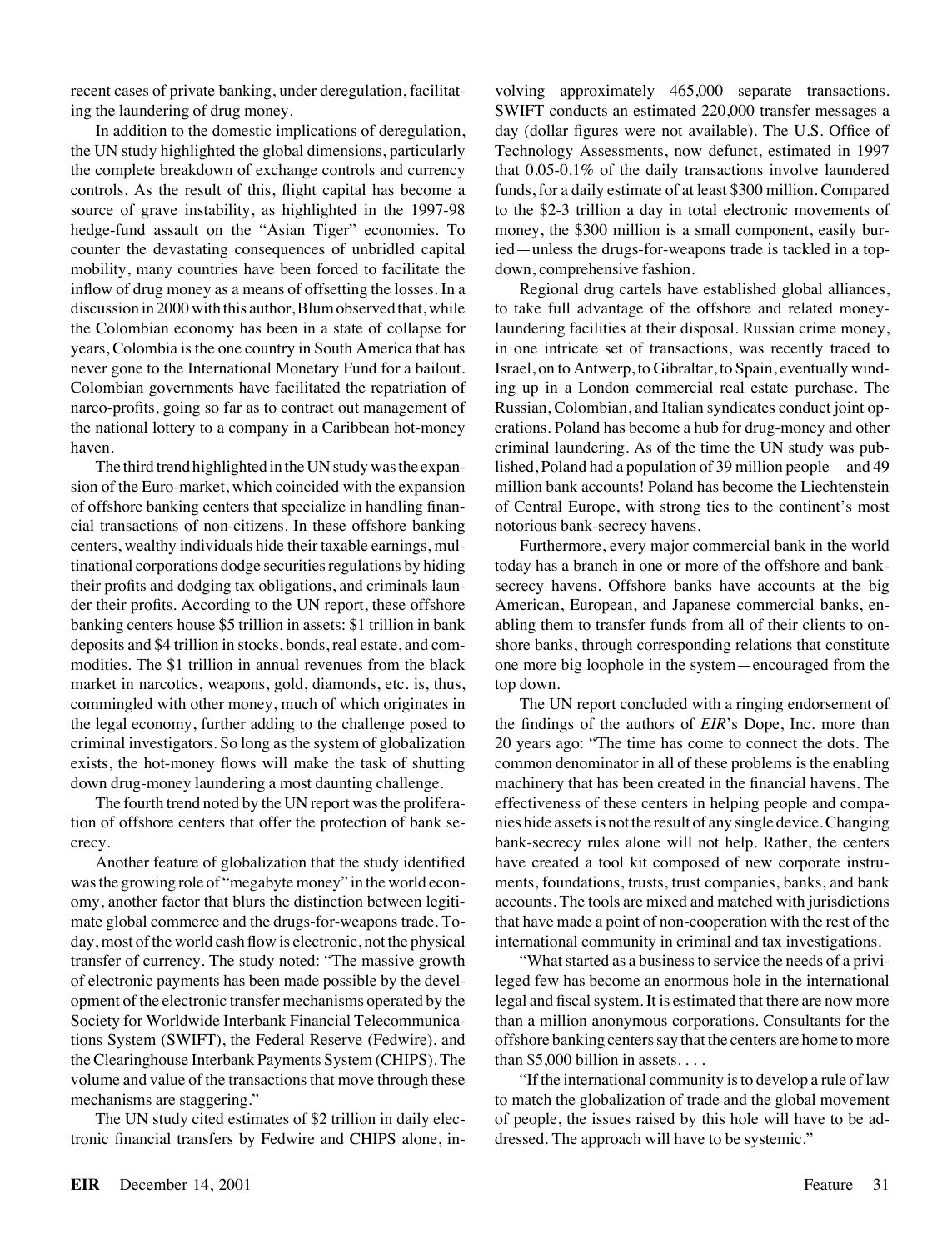recent cases of private banking, under deregulation, facilitating the laundering of drug money.

In addition to the domestic implications of deregulation, the UN study highlighted the global dimensions, particularly the complete breakdown of exchange controls and currency controls. As the result of this, flight capital has become a source of grave instability, as highlighted in the 1997-98 hedge-fund assault on the "Asian Tiger" economies. To counter the devastating consequences of unbridled capital mobility, many countries have been forced to facilitate the inflow of drug money as a means of offsetting the losses. In a discussion in 2000 with this author, Blum observed that, while the Colombian economy has been in a state of collapse for years, Colombia is the one country in South America that has never gone to the International Monetary Fund for a bailout. Colombian governments have facilitated the repatriation of narco-profits, going so far as to contract out management of the national lottery to a company in a Caribbean hot-money haven.

The third trend highlighted in the UN study was the expansion of the Euro-market, which coincided with the expansion of offshore banking centers that specialize in handling financial transactions of non-citizens. In these offshore banking centers, wealthy individuals hide their taxable earnings, multinational corporations dodge securities regulations by hiding their profits and dodging tax obligations, and criminals launder their profits. According to the UN report, these offshore banking centers house $5 trillion in assets: $1 trillion in bank deposits and $4 trillion in stocks, bonds, real estate, and commodities. The $1 trillion in annual revenues from the black market in narcotics, weapons, gold, diamonds, etc. is, thus, commingled with other money, much of which originates in the legal economy, further adding to the challenge posed to criminal investigators. So long as the system of globalization exists, the hot-money flows will make the task of shutting down drug-money laundering a most daunting challenge.

The fourth trend noted by the UN report was the proliferation of offshore centers that offer the protection of bank secrecy.

Another feature of globalization that the study identified was the growing role of "megabyte money" in the world economy, another factor that blurs the distinction between legitimate global commerce and the drugs-for-weapons trade. Today, most of the world cash flow is electronic, not the physical transfer of currency. The study noted: "The massive growth of electronic payments has been made possible by the development of the electronic transfer mechanisms operated by the Society for Worldwide Interbank Financial Telecommunications System (SWIFT), the Federal Reserve (Fedwire), and the Clearinghouse Interbank Payments System (CHIPS). The volume and value of the transactions that move through these mechanisms are staggering."

The UN study cited estimates of $2 trillion in daily electronic financial transfers by Fedwire and CHIPS alone, involving approximately 465,000 separate transactions. SWIFT conducts an estimated 220,000 transfer messages a day (dollar figures were not available). The U.S. Office of Technology Assessments, now defunct, estimated in 1997 that 0.05-0.1% of the daily transactions involve laundered funds, for a daily estimate of at least $300 million. Compared to the $2-3 trillion a day in total electronic movements of money, the $300 million is a small component, easily buried—unless the drugs-for-weapons trade is tackled in a top-down, comprehensive fashion.

Regional drug cartels have established global alliances, to take full advantage of the offshore and related money-laundering facilities at their disposal. Russian crime money, in one intricate set of transactions, was recently traced to Israel, on to Antwerp, to Gibraltar, to Spain, eventually winding up in a London commercial real estate purchase. The Russian, Colombian, and Italian syndicates conduct joint operations. Poland has become a hub for drug-money and other criminal laundering. As of the time the UN study was published, Poland had a population of 39 million people—and 49 million bank accounts! Poland has become the Liechtenstein of Central Europe, with strong ties to the continent's most notorious bank-secrecy havens.

Furthermore, every major commercial bank in the world today has a branch in one or more of the offshore and bank-secrecy havens. Offshore banks have accounts at the big American, European, and Japanese commercial banks, enabling them to transfer funds from all of their clients to onshore banks, through corresponding relations that constitute one more big loophole in the system—encouraged from the top down.

The UN report concluded with a ringing endorsement of the findings of the authors of *EIR*'s Dope, Inc. more than 20 years ago: "The time has come to connect the dots. The common denominator in all of these problems is the enabling machinery that has been created in the financial havens. The effectiveness of these centers in helping people and companies hide assets is not the result of any single device. Changing bank-secrecy rules alone will not help. Rather, the centers have created a tool kit composed of new corporate instruments, foundations, trusts, trust companies, banks, and bank accounts. The tools are mixed and matched with jurisdictions that have made a point of non-cooperation with the rest of the international community in criminal and tax investigations.

"What started as a business to service the needs of a privileged few has become an enormous hole in the international legal and fiscal system. It is estimated that there are now more than a million anonymous corporations. Consultants for the offshore banking centers say that the centers are home to more than $5,000 billion in assets. . . .

"If the international community is to develop a rule of law to match the globalization of trade and the global movement of people, the issues raised by this hole will have to be addressed. The approach will have to be systemic."